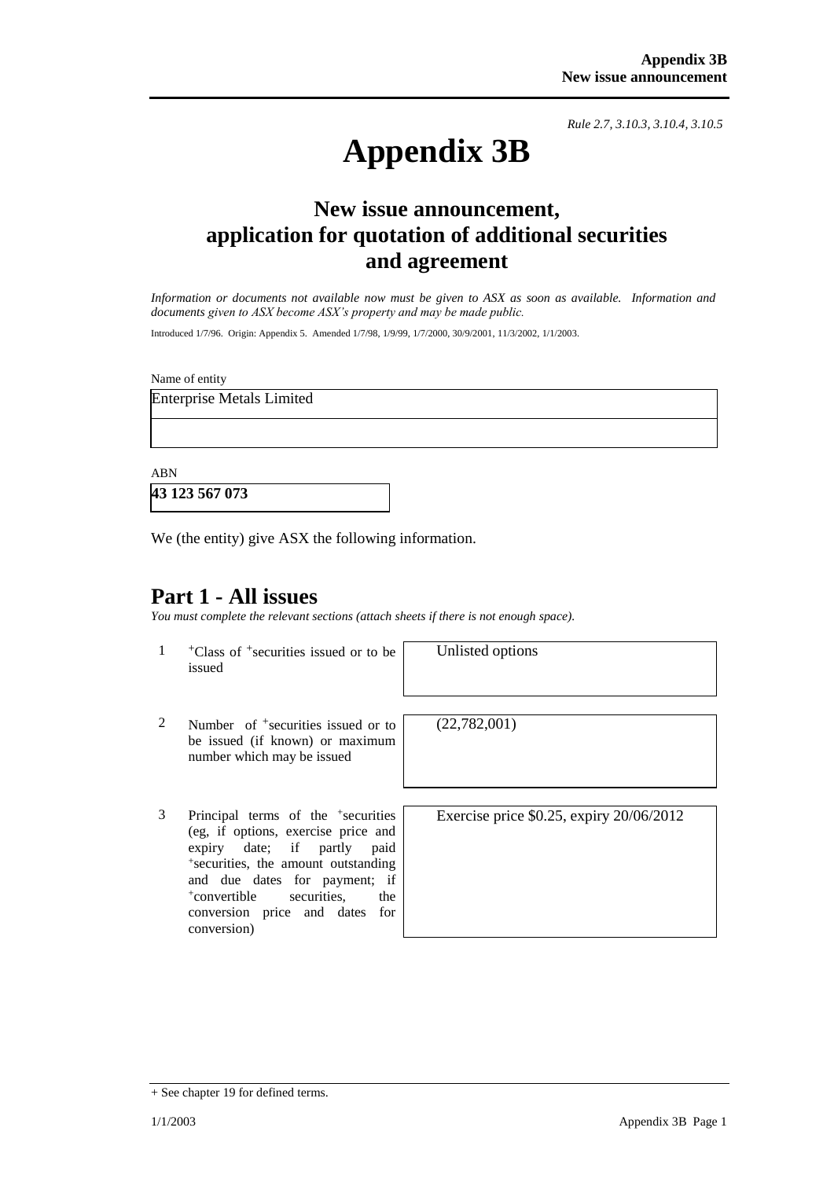*Rule 2.7, 3.10.3, 3.10.4, 3.10.5*

# Appendix 3B

## New issue announcement, application for quotation of additional securities and agreement

*Information or documents not available now must be given to ASX as soon as available. Information and documents given to ASX become ASX's property and may be made public.*

Introduced 1/7/96. Origin: Appendix 5. Amended 1/7/98, 1/9/99, 1/7/2000, 30/9/2001, 11/3/2002, 1/1/2003.

Name of entity

Enterprise Metals Limited

ABN

**43 123 567 073**

We (the entity) give ASX the following information.

## Part 1 - All issues

*You must complete the relevant sections (attach sheets if there is not enough space).*

| | | |
|---|---|---|
| 1 | +Class of +securities issued or to be issued | Unlisted options |
| 2 | Number of +securities issued or to be issued (if known) or maximum number which may be issued | (22,782,001) |
| 3 | Principal terms of the +securities (eg, if options, exercise price and expiry date; if partly paid +securities, the amount outstanding and due dates for payment; if +convertible securities, the conversion price and dates for conversion) | Exercise price $0.25, expiry 20/06/2012 |

+ See chapter 19 for defined terms.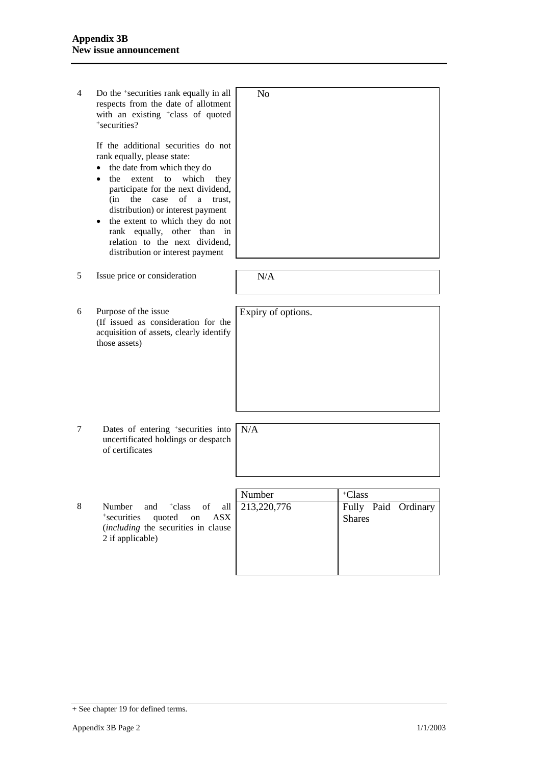| | | |
|---|---|---|
| 4 | Do the +securities rank equally in all respects from the date of allotment with an existing +class of quoted +securities?<br><br>If the additional securities do not rank equally, please state:<br>• the date from which they do<br>• the extent to which they participate for the next dividend, (in the case of a trust, distribution) or interest payment<br>• the extent to which they do not rank equally, other than in relation to the next dividend, distribution or interest payment | No |
| 5 | Issue price or consideration | N/A |
| 6 | Purpose of the issue<br>(If issued as consideration for the acquisition of assets, clearly identify those assets) | Expiry of options. |
| 7 | Dates of entering +securities into uncertificated holdings or despatch of certificates | N/A |

| | | Number | +Class |
|---|---|---|---|
| 8 | Number and +class of all +securities quoted on ASX (*including* the securities in clause 2 if applicable) | 213,220,776 | Fully Paid Ordinary Shares |

+ See chapter 19 for defined terms.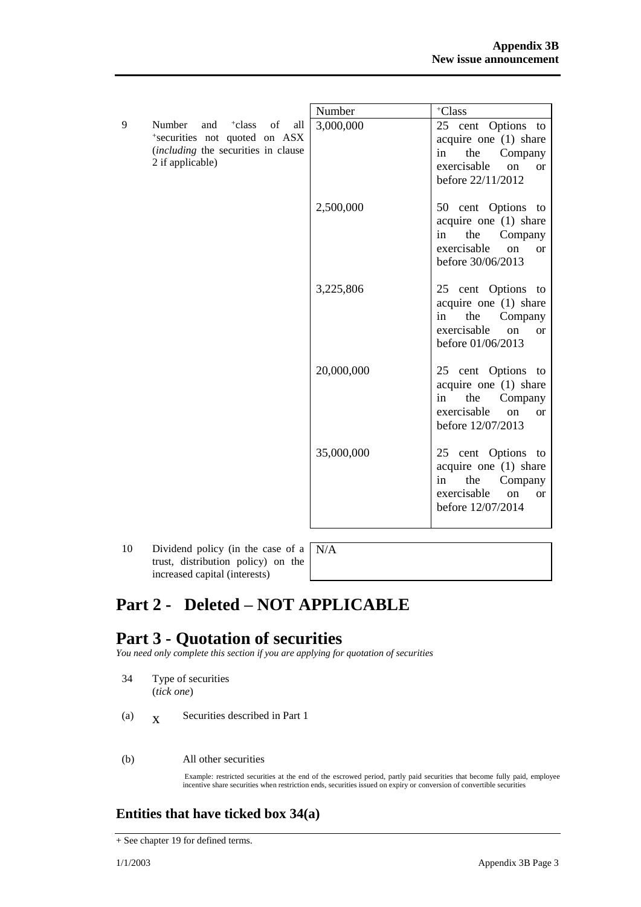| | | Number | +Class |
|---|---|---|---|
| 9 | Number and +class of all +securities not quoted on ASX (*including* the securities in clause 2 if applicable) | 3,000,000 | 25 cent Options to acquire one (1) share in the Company exercisable on or before 22/11/2012 |
| | | 2,500,000 | 50 cent Options to acquire one (1) share in the Company exercisable on or before 30/06/2013 |
| | | 3,225,806 | 25 cent Options to acquire one (1) share in the Company exercisable on or before 01/06/2013 |
| | | 20,000,000 | 25 cent Options to acquire one (1) share in the Company exercisable on or before 12/07/2013 |
| | | 35,000,000 | 25 cent Options to acquire one (1) share in the Company exercisable on or before 12/07/2014 |

| | | |
|---|---|---|
| 10 | Dividend policy (in the case of a trust, distribution policy) on the increased capital (interests) | N/A |

# Part 2 - Deleted – NOT APPLICABLE

# Part 3 - Quotation of securities

*You need only complete this section if you are applying for quotation of securities*

34 Type of securities (*tick one*)

(a) X Securities described in Part 1

(b) All other securities

Example: restricted securities at the end of the escrowed period, partly paid securities that become fully paid, employee incentive share securities when restriction ends, securities issued on expiry or conversion of convertible securities

## Entities that have ticked box 34(a)

+ See chapter 19 for defined terms.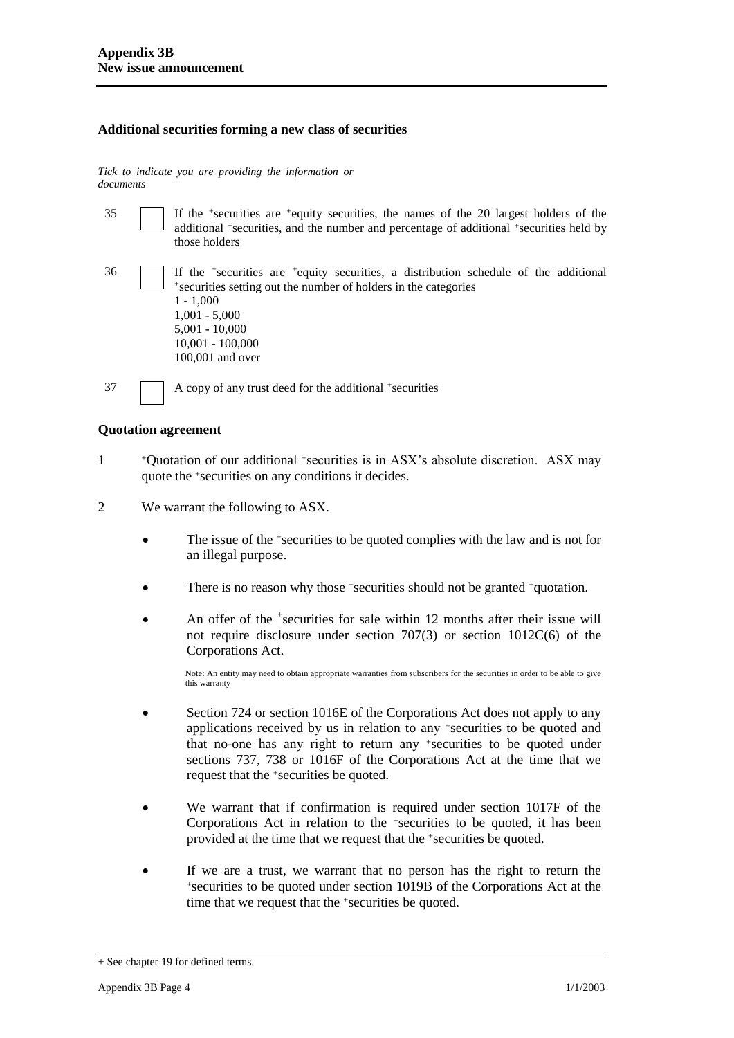## Additional securities forming a new class of securities

*Tick to indicate you are providing the information or documents*

35 ☐ If the +securities are +equity securities, the names of the 20 largest holders of the additional +securities, and the number and percentage of additional +securities held by those holders

36 ☐ If the +securities are +equity securities, a distribution schedule of the additional +securities setting out the number of holders in the categories
1 - 1,000
1,001 - 5,000
5,001 - 10,000
10,001 - 100,000
100,001 and over

37 ☐ A copy of any trust deed for the additional +securities

## Quotation agreement

1. +Quotation of our additional +securities is in ASX's absolute discretion. ASX may quote the +securities on any conditions it decides.

2. We warrant the following to ASX.

   - The issue of the +securities to be quoted complies with the law and is not for an illegal purpose.

   - There is no reason why those +securities should not be granted +quotation.

   - An offer of the +securities for sale within 12 months after their issue will not require disclosure under section 707(3) or section 1012C(6) of the Corporations Act.

     Note: An entity may need to obtain appropriate warranties from subscribers for the securities in order to be able to give this warranty

   - Section 724 or section 1016E of the Corporations Act does not apply to any applications received by us in relation to any +securities to be quoted and that no-one has any right to return any +securities to be quoted under sections 737, 738 or 1016F of the Corporations Act at the time that we request that the +securities be quoted.

   - We warrant that if confirmation is required under section 1017F of the Corporations Act in relation to the +securities to be quoted, it has been provided at the time that we request that the +securities be quoted.

   - If we are a trust, we warrant that no person has the right to return the +securities to be quoted under section 1019B of the Corporations Act at the time that we request that the +securities be quoted.

+ See chapter 19 for defined terms.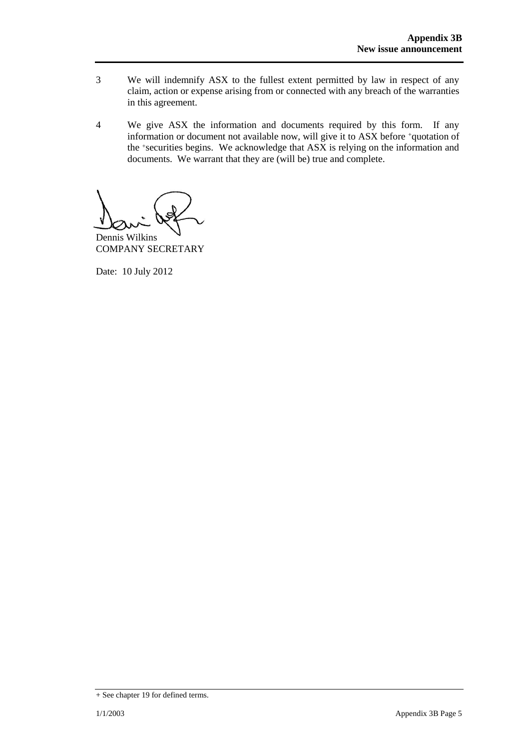3 We will indemnify ASX to the fullest extent permitted by law in respect of any claim, action or expense arising from or connected with any breach of the warranties in this agreement.

4 We give ASX the information and documents required by this form. If any information or document not available now, will give it to ASX before +quotation of the +securities begins. We acknowledge that ASX is relying on the information and documents. We warrant that they are (will be) true and complete.

Dennis Wilkins
COMPANY SECRETARY

Date: 10 July 2012

+ See chapter 19 for defined terms.